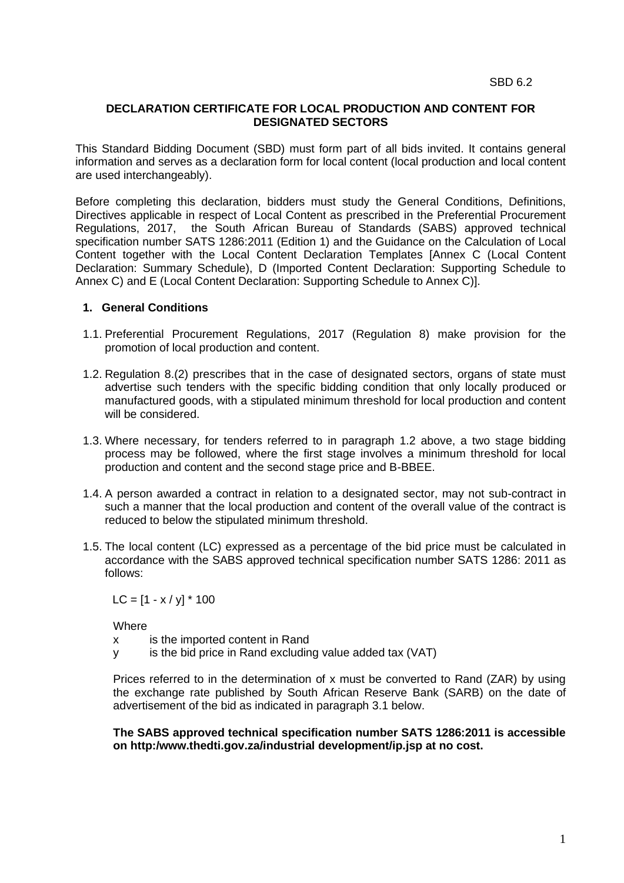SBD 6.2

# DECLARATION CERTIFICATE FOR LOCAL PRODUCTION AND CONTENT FOR DESIGNATED SECTORS

This Standard Bidding Document (SBD) must form part of all bids invited. It contains general information and serves as a declaration form for local content (local production and local content are used interchangeably).

Before completing this declaration, bidders must study the General Conditions, Definitions, Directives applicable in respect of Local Content as prescribed in the Preferential Procurement Regulations, 2017, the South African Bureau of Standards (SABS) approved technical specification number SATS 1286:2011 (Edition 1) and the Guidance on the Calculation of Local Content together with the Local Content Declaration Templates [Annex C (Local Content Declaration: Summary Schedule), D (Imported Content Declaration: Supporting Schedule to Annex C) and E (Local Content Declaration: Supporting Schedule to Annex C)].

## 1. General Conditions

1.1. Preferential Procurement Regulations, 2017 (Regulation 8) make provision for the promotion of local production and content.

1.2. Regulation 8.(2) prescribes that in the case of designated sectors, organs of state must advertise such tenders with the specific bidding condition that only locally produced or manufactured goods, with a stipulated minimum threshold for local production and content will be considered.

1.3. Where necessary, for tenders referred to in paragraph 1.2 above, a two stage bidding process may be followed, where the first stage involves a minimum threshold for local production and content and the second stage price and B-BBEE.

1.4. A person awarded a contract in relation to a designated sector, may not sub-contract in such a manner that the local production and content of the overall value of the contract is reduced to below the stipulated minimum threshold.

1.5. The local content (LC) expressed as a percentage of the bid price must be calculated in accordance with the SABS approved technical specification number SATS 1286: 2011 as follows:

$$LC = [1 - x / y] * 100$$

Where

x is the imported content in Rand

y is the bid price in Rand excluding value added tax (VAT)

Prices referred to in the determination of x must be converted to Rand (ZAR) by using the exchange rate published by South African Reserve Bank (SARB) on the date of advertisement of the bid as indicated in paragraph 3.1 below.

**The SABS approved technical specification number SATS 1286:2011 is accessible on http:/www.thedti.gov.za/industrial development/ip.jsp at no cost.**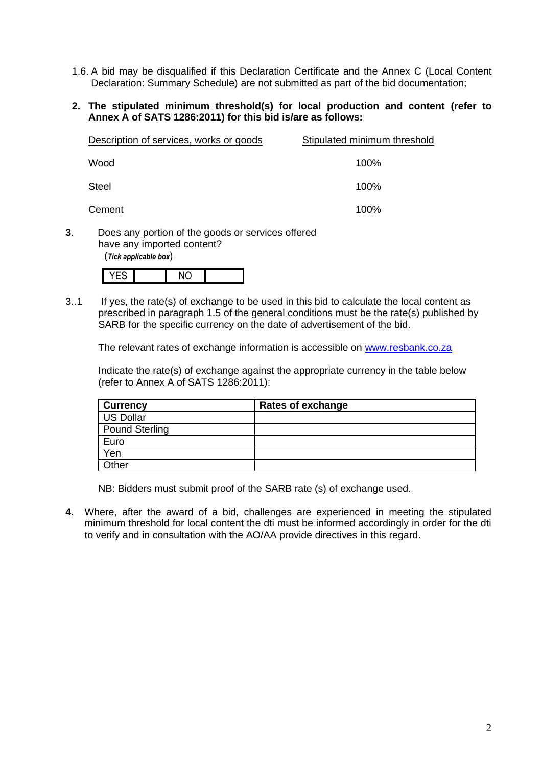1.6. A bid may be disqualified if this Declaration Certificate and the Annex C (Local Content Declaration: Summary Schedule) are not submitted as part of the bid documentation;

**2. The stipulated minimum threshold(s) for local production and content (refer to Annex A of SATS 1286:2011) for this bid is/are as follows:**

| Description of services, works or goods | Stipulated minimum threshold |
|---|---|
| Wood | 100% |
| Steel | 100% |
| Cement | 100% |

**3**. Does any portion of the goods or services offered have any imported content?
(*Tick applicable box*)

| YES | | NO | |
|---|---|---|---|

3..1 If yes, the rate(s) of exchange to be used in this bid to calculate the local content as prescribed in paragraph 1.5 of the general conditions must be the rate(s) published by SARB for the specific currency on the date of advertisement of the bid.

The relevant rates of exchange information is accessible on www.resbank.co.za

Indicate the rate(s) of exchange against the appropriate currency in the table below (refer to Annex A of SATS 1286:2011):

| **Currency** | **Rates of exchange** |
|---|---|
| US Dollar | |
| Pound Sterling | |
| Euro | |
| Yen | |
| Other | |

NB: Bidders must submit proof of the SARB rate (s) of exchange used.

**4.** Where, after the award of a bid, challenges are experienced in meeting the stipulated minimum threshold for local content the dti must be informed accordingly in order for the dti to verify and in consultation with the AO/AA provide directives in this regard.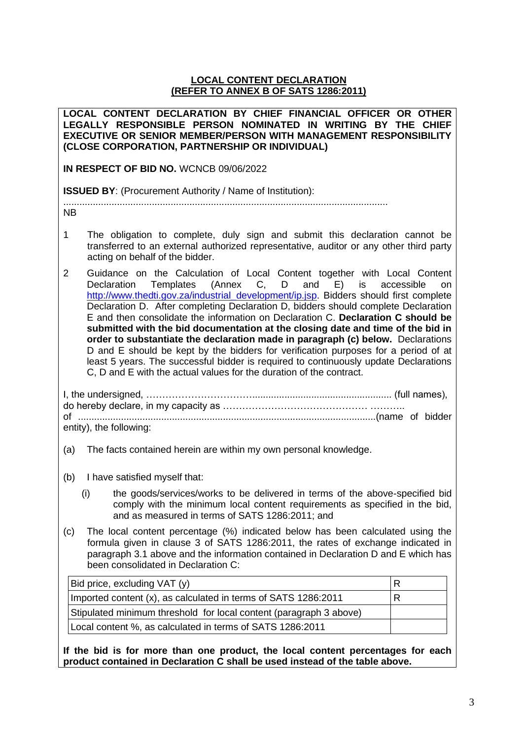## LOCAL CONTENT DECLARATION
## (REFER TO ANNEX B OF SATS 1286:2011)

**LOCAL CONTENT DECLARATION BY CHIEF FINANCIAL OFFICER OR OTHER LEGALLY RESPONSIBLE PERSON NOMINATED IN WRITING BY THE CHIEF EXECUTIVE OR SENIOR MEMBER/PERSON WITH MANAGEMENT RESPONSIBILITY (CLOSE CORPORATION, PARTNERSHIP OR INDIVIDUAL)**

**IN RESPECT OF BID NO.** WCNCB 09/06/2022

**ISSUED BY**: (Procurement Authority / Name of Institution):

.........................................................................................................................

NB

1. The obligation to complete, duly sign and submit this declaration cannot be transferred to an external authorized representative, auditor or any other third party acting on behalf of the bidder.

2. Guidance on the Calculation of Local Content together with Local Content Declaration Templates (Annex C, D and E) is accessible on http://www.thedti.gov.za/industrial_development/ip.jsp. Bidders should first complete Declaration D. After completing Declaration D, bidders should complete Declaration E and then consolidate the information on Declaration C. **Declaration C should be submitted with the bid documentation at the closing date and time of the bid in order to substantiate the declaration made in paragraph (c) below.** Declarations D and E should be kept by the bidders for verification purposes for a period of at least 5 years. The successful bidder is required to continuously update Declarations C, D and E with the actual values for the duration of the contract.

I, the undersigned, …………………………….................................................... (full names), do hereby declare, in my capacity as …………………………………… ……….. of ...............................................................................................................(name of bidder entity), the following:

(a) The facts contained herein are within my own personal knowledge.

(b) I have satisfied myself that:

 (i) the goods/services/works to be delivered in terms of the above-specified bid comply with the minimum local content requirements as specified in the bid, and as measured in terms of SATS 1286:2011; and

(c) The local content percentage (%) indicated below has been calculated using the formula given in clause 3 of SATS 1286:2011, the rates of exchange indicated in paragraph 3.1 above and the information contained in Declaration D and E which has been consolidated in Declaration C:

| | |
|---|---|
| Bid price, excluding VAT (y) | R |
| Imported content (x), as calculated in terms of SATS 1286:2011 | R |
| Stipulated minimum threshold for local content (paragraph 3 above) | |
| Local content %, as calculated in terms of SATS 1286:2011 | |

**If the bid is for more than one product, the local content percentages for each product contained in Declaration C shall be used instead of the table above.**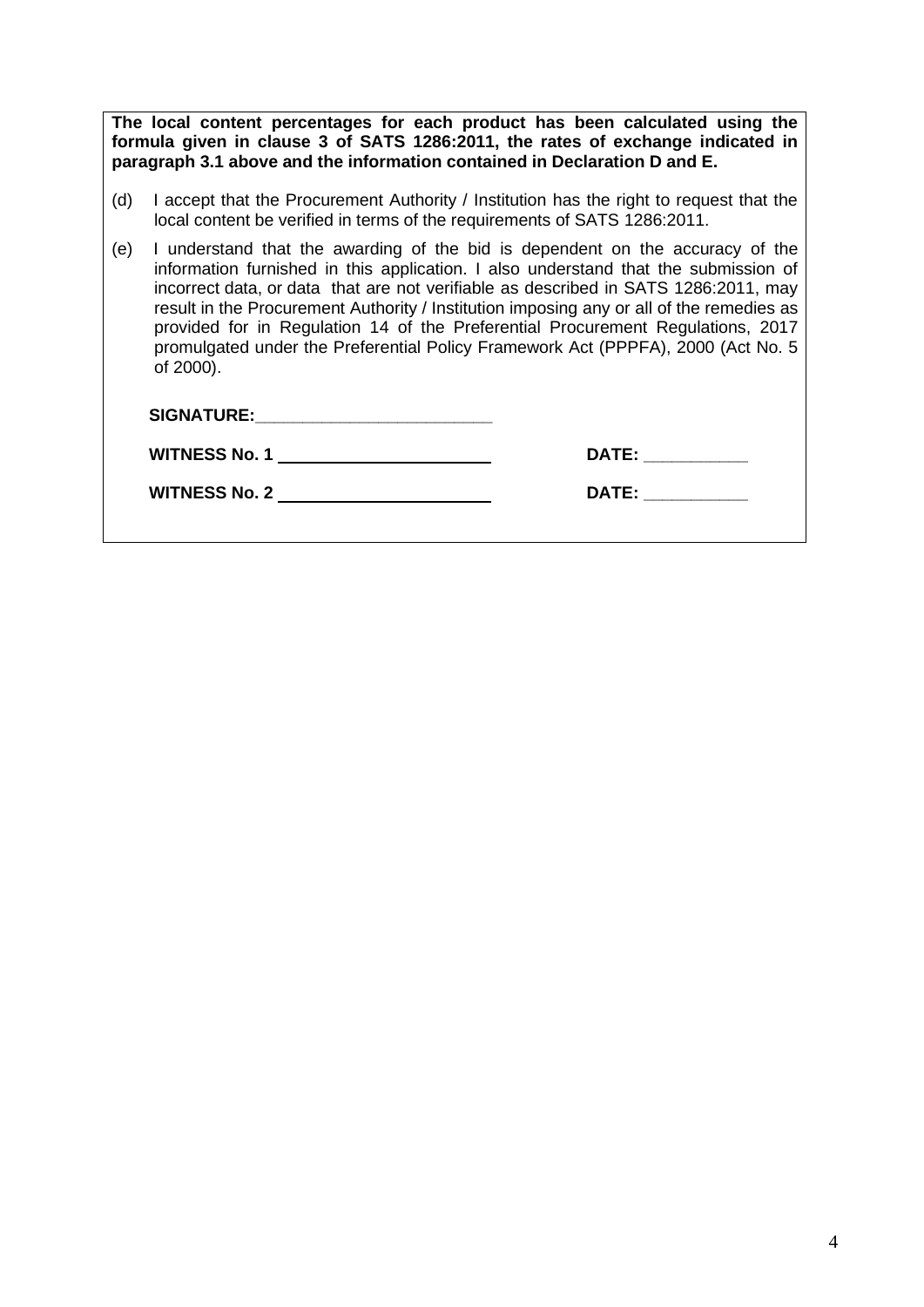**The local content percentages for each product has been calculated using the formula given in clause 3 of SATS 1286:2011, the rates of exchange indicated in paragraph 3.1 above and the information contained in Declaration D and E.**

(d) I accept that the Procurement Authority / Institution has the right to request that the local content be verified in terms of the requirements of SATS 1286:2011.

(e) I understand that the awarding of the bid is dependent on the accuracy of the information furnished in this application. I also understand that the submission of incorrect data, or data that are not verifiable as described in SATS 1286:2011, may result in the Procurement Authority / Institution imposing any or all of the remedies as provided for in Regulation 14 of the Preferential Procurement Regulations, 2017 promulgated under the Preferential Policy Framework Act (PPPFA), 2000 (Act No. 5 of 2000).

**SIGNATURE:**________________________

**WITNESS No. 1** ______________________ **DATE:** ___________

**WITNESS No. 2** ______________________ **DATE:** ___________